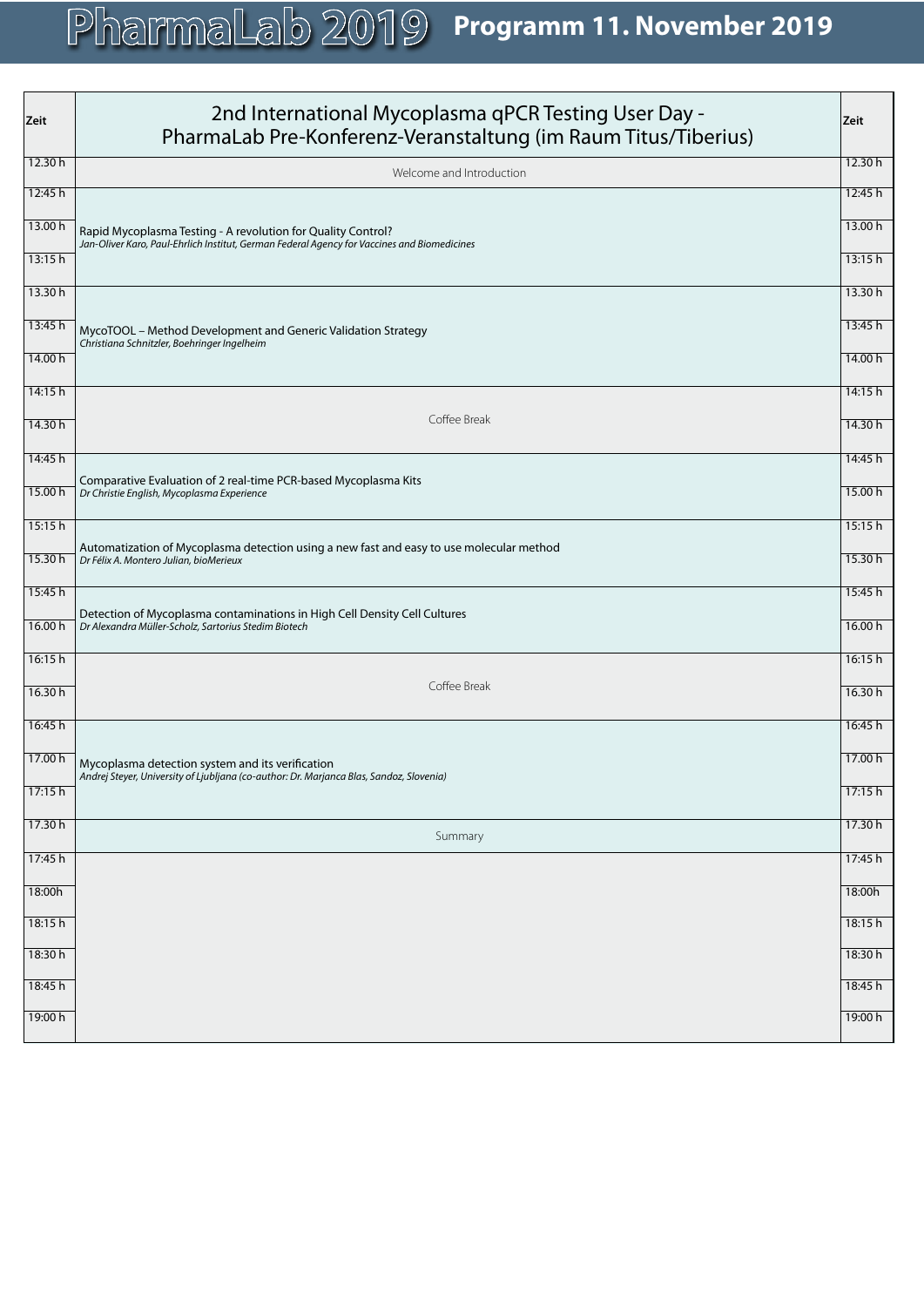# PharmaLab 2019 Programm 11. November 2019

| Zeit | 2nd International Mycoplasma qPCR Testing User Day - PharmaLab Pre-Konferenz-Veranstaltung (im Raum Titus/Tiberius) | Zeit |
|---|---|---|
| 12.30 h | Welcome and Introduction | 12.30 h |
| 12:45 h<br>13.00 h<br>13:15 h | Rapid Mycoplasma Testing - A revolution for Quality Control?<br>*Jan-Oliver Karo, Paul-Ehrlich Institut, German Federal Agency for Vaccines and Biomedicines* | 12:45 h<br>13.00 h<br>13:15 h |
| 13.30 h<br>13:45 h<br>14.00 h | MycoTOOL – Method Development and Generic Validation Strategy<br>*Christiana Schnitzler, Boehringer Ingelheim* | 13.30 h<br>13:45 h<br>14.00 h |
| 14:15 h<br>14.30 h | Coffee Break | 14:15 h<br>14.30 h |
| 14:45 h<br>15.00 h | Comparative Evaluation of 2 real-time PCR-based Mycoplasma Kits<br>*Dr Christie English, Mycoplasma Experience* | 14:45 h<br>15.00 h |
| 15:15 h<br>15.30 h | Automatization of Mycoplasma detection using a new fast and easy to use molecular method<br>*Dr Félix A. Montero Julian, bioMerieux* | 15:15 h<br>15.30 h |
| 15:45 h<br>16.00 h | Detection of Mycoplasma contaminations in High Cell Density Cell Cultures<br>*Dr Alexandra Müller-Scholz, Sartorius Stedim Biotech* | 15:45 h<br>16.00 h |
| 16:15 h<br>16.30 h | Coffee Break | 16:15 h<br>16.30 h |
| 16:45 h<br>17.00 h<br>17:15 h | Mycoplasma detection system and its verification<br>*Andrej Steyer, University of Ljubljana (co-author: Dr. Marjanca Blas, Sandoz, Slovenia)* | 16:45 h<br>17.00 h<br>17:15 h |
| 17.30 h | Summary | 17.30 h |
| 17:45 h | | 17:45 h |
| 18:00h | | 18:00h |
| 18:15 h | | 18:15 h |
| 18:30 h | | 18:30 h |
| 18:45 h | | 18:45 h |
| 19:00 h | | 19:00 h |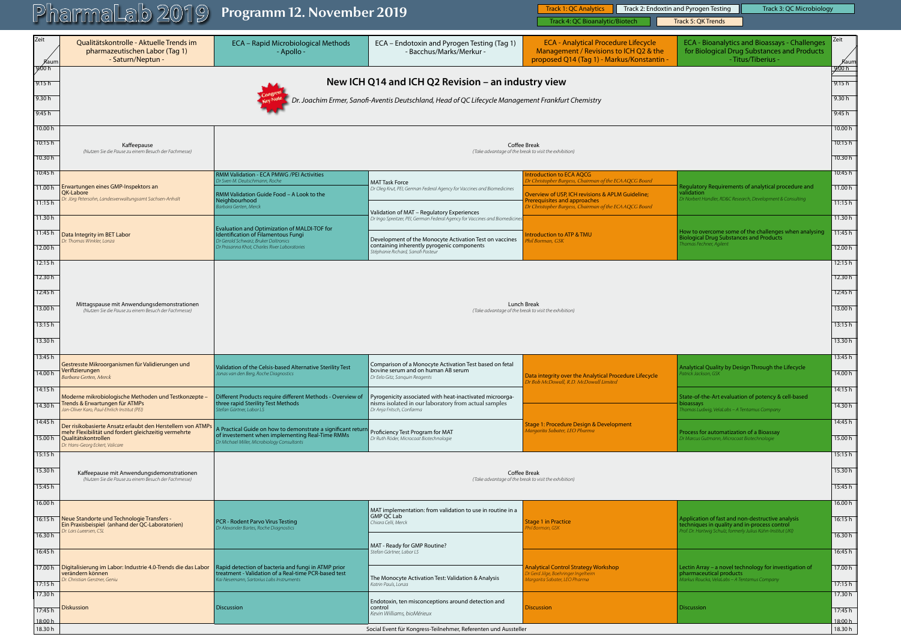# PharmaLab 2019 – Programm 12. November 2019

Track 1: QC Analytics | Track 2: Endoxtin and Pyrogen Testing | Track 3: QC Microbiology | Track 4: QC Bioanalytic/Biotech | Track 5: QK Trends

| Zeit / Raum | Qualitätskontrolle - Aktuelle Trends im pharmazeutischen Labor (Tag 1) - Saturn/Neptun - | ECA – Rapid Microbiological Methods - Apollo - | ECA – Endotoxin and Pyrogen Testing (Tag 1) - Bacchus/Marks/Merkur - | ECA - Analytical Procedure Lifecycle Management / Revisions to ICH Q2 & the proposed Q14 (Tag 1) - Markus/Konstantin - | ECA - Bioanalytics and Bioassays - Challenges for Biological Drug Substances and Products - Titus/Tiberius - |
|---|---|---|---|---|---|
| 9:00 h – 10.00 h | **New ICH Q14 and ICH Q2 Revision – an industry view** (Congress Key Note) *Dr. Joachim Ermer, Sanofi-Aventis Deutschland, Head of QC Lifecycle Management Frankfurt Chemistry* | | | | |
| 10.00 h – 10:45 h | Kaffeepause *(Nutzen Sie die Pause zu einem Besuch der Fachmesse)* | Coffee Break *(Take advantage of the break to visit the exhibition)* | | | |
| 10:45 h | Erwartungen eines GMP-Inspektors an QK-Labore *Dr. Jörg Petersohn, Landesverwaltungsamt Sachsen-Anhalt* | RMM Validation - ECA PMWG /PEI Activities *Dr Sven M. Deutschmann, Roche* | MAT Task Force *Dr Oleg Krut, PEI, German Federal Agency for Vaccines and Biomedicines* | Introduction to ECA AQCG *Dr Christopher Burgess, Chairman of the ECA AQCG Board* | Regulatory Requirements of analytical procedure and validation *Dr Norbert Handler, RD&C Research, Development & Consulting* |
| 11.00 h | | RMM Validation Guide Food – A Look to the Neighbourhood *Barbara Gerten, Merck* | Validation of MAT – Regulatory Experiences *Dr Ingo Spreitzer, PEI, German Federal Agency for Vaccines and Biomedicines* | Overview of USP, ICH revisions & APLM Guideline; Prerequisites and approaches *Dr Christopher Burgess, Chairman of the ECA AQCG Board* | |
| 11.30 h – 12.15 h | Data Integrity im BET Labor *Dr. Thomas Winkler, Lonza* | Evaluation and Optimization of MALDI-TOF for Identification of Filamentous Fungi *Dr Gerald Schwarz, Bruker Daltronics* *Dr Prasanna Khot, Charles River Laboratories* | Development of the Monocyte Activation Test on vaccines containing inherently pyrogenic components *Stéphanie Richard, Sanofi Pasteur* | Introduction to ATP & TMU *Phil Borman, GSK* | How to overcome some of the challenges when analysing Biological Drug Substances and Products *Thomas Fechner, Agilent* |
| 12:15 h – 13.45 h | Mittagspause mit Anwendungsdemonstrationen *(Nutzen Sie die Pause zu einem Besuch der Fachmesse)* | Lunch Break *(Take advantage of the break to visit the exhibition)* | | | |
| 13.45 h | Gestresste Mikroorganismen für Validierungen und Verifizierungen *Barbara Gerten, Merck* | Validation of the Celsis-based Alternative Sterility Test *Jonas van den Berg, Roche Diagnostics* | Comparison of a Monocyte Activation Test based on fetal bovine serum and on human AB serum *Dr Eelo Gitz, Sanquin Reagents* | Data integrity over the Analytical Procedure Lifecycle *Dr Bob McDowall, R.D. McDowall Limited* | Analytical Quality by Design Through the Lifecycle *Patrick Jackson, GSK* |
| 14:15 h | Moderne mikrobiologische Methoden und Testkonzepte – Trends & Erwartungen für ATMPs *Jan-Oliver Karo, Paul-Ehrlich Institut (PEI)* | Different Products require different Methods - Overview of three rapid Sterility Test Methods *Stefan Gärtner, Labor LS* | Pyrogenicity associated with heat-inactivated microorganisms isolated in our laboratory from actual samples *Dr Anja Fritsch, Confarma* | | State-of-the-Art evaluation of potency & cell-based bioassays *Thomas Ludwig, VelaLabs – A Tentamus Company* |
| 14:45 h | Der risikobasierte Ansatz erlaubt den Herstellern von ATMPs mehr Flexibilität und fordert gleichzeitig vermehrte Qualitätskontrollen *Dr. Hans-Georg Eckert, Valicare* | A Practical Guide on how to demonstrate a significant return of investement when implementing Real-Time RMMs *Dr Michael Miller, Microbiology Consultants* | Proficiency Test Program for MAT *Dr Ruth Röder, Microcoat Biotechnologie* | Stage 1: Procedure Design & Development *Margarita Sabater, LEO Pharma* | Process for automatization of a Bioassay *Dr Marcus Gutmann, Microcoat Biotechnologie* |
| 15:15 h – 16.00 h | Kaffeepause mit Anwendungsdemonstrationen *(Nutzen Sie die Pause zu einem Besuch der Fachmesse)* | Coffee Break *(Take advantage of the break to visit the exhibition)* | | | |
| 16.00 h | Neue Standorte und Technologie Transfers - Ein Praxisbeispiel (anhand der QC-Laboratorien) *Dr. Lars Lueersen, CSL* | PCR - Rodent Parvo Virus Testing *Dr Alexander Bartes, Roche Diagnostics* | MAT implementation: from validation to use in routine in a GMP QC Lab *Chiara Celli, Merck* | Stage 1 in Practice *Phil Borman, GSK* | Application of fast and non-destructive analysis techniques in quality and in-process control *Prof. Dr. Hartwig Schulz, formerly Julius Kühn-Institut (JKI)* |
| 16:30 h | | | MAT - Ready for GMP Routine? *Stefan Gärtner, Labor LS* | | |
| 16:45 h | Digitalisierung im Labor: Industrie 4.0-Trends die das Labor verändern können *Dr. Christian Gerstner, Geniu* | Rapid detection of bacteria and fungi in ATMP prior treatment - Validation of a Real-time PCR-based test *Kai Nesemann, Sartorius Labs Instruments* | The Monocyte Activation Test: Validation & Analysis *Katrin Pauls, Lonza* | Analytical Control Strategy Workshop *Dr Gerd Jilge, Boehringer Ingelheim* *Margarita Sabater, LEO Pharma* | Lectin Array – a novel technology for investigation of pharmaceutical products *Markus Roucka, VelaLabs – A Tentamus Company* |
| 17.30 h – 18:00 h | Diskussion | Discussion | Endotoxin, ten misconceptions around detection and control *Kevin Williams, bioMérieux* | Discussion | Discussion |
| 18.30 h | Social Event für Kongress-Teilnehmer, Referenten und Aussteller | | | | |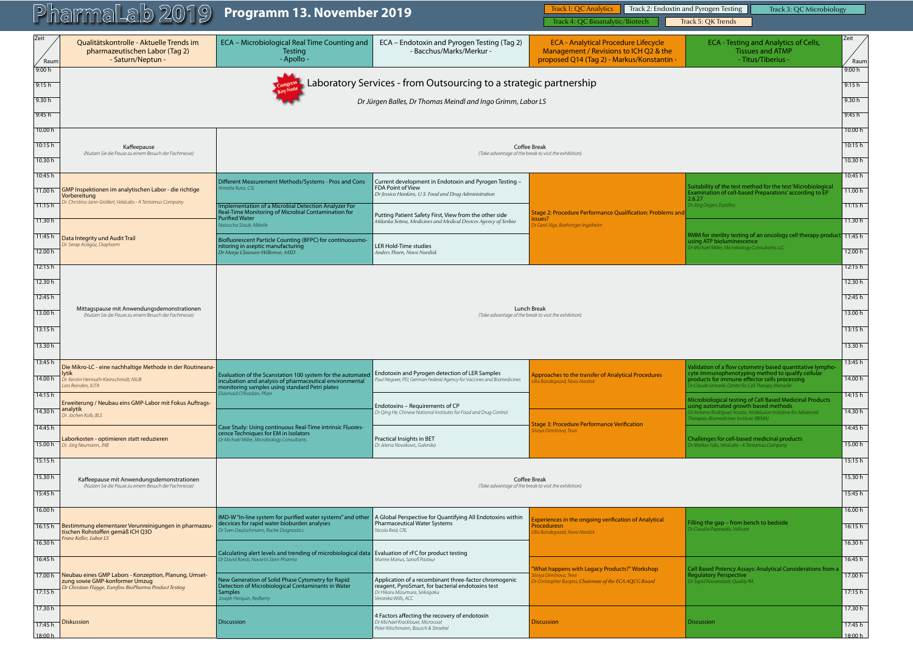# PharmaLab 2019 — Programm 13. November 2019

Track 1: QC Analytics | Track 2: Endoxtin and Pyrogen Testing | Track 3: QC Microbiology | Track 4: QC Bioanalytic/Biotech | Track 5: QK Trends

| Zeit / Raum | Qualitätskontrolle - Aktuelle Trends im pharmazeutischen Labor (Tag 2) - Saturn/Neptun - | ECA – Microbiological Real Time Counting and Testing - Apollo - | ECA – Endotoxin and Pyrogen Testing (Tag 2) - Bacchus/Marks/Merkur - | ECA - Analytical Procedure Lifecycle Management / Revisions to ICH Q2 & the proposed Q14 (Tag 2) - Markus/Konstantin - | ECA - Testing and Analytics of Cells, Tissues and ATMP - Titus/Tiberius - |
|---|---|---|---|---|---|
| 9:00 h – 10.00 h | Congress Key Note: Laboratory Services - from Outsourcing to a strategic partnership<br>*Dr Jürgen Balles, Dr Thomas Meindl and Ingo Grimm, Labor LS* | | | | |
| 10.00 h – 10.45 h | Kaffeepause<br>*(Nutzen Sie die Pause zu einem Besuch der Fachmesse)* | Coffee Break<br>*(Take advantage of the break to visit the exhibition)* | | | |
| 10.45 h | GMP Inspektionen im analytischen Labor - die richtige Vorbereitung<br>*Dr. Christina Jann-Gröllert, VelaLabs - A Tentamus Company* | Different Measurement Methods/Systems - Pros and Cons<br>*Annette Kunz, CSL* | Current development in Endotoxin and Pyrogen Testing – FDA Point of View<br>*Dr Jessica Hankins, U.S. Food and Drug Administration* | Stage 2: Procedure Performance Qualification: Problems and issues?<br>*Dr Gerd Jilge, Boehringer Ingelheim* | Suitability of the test method for the test 'Microbiological Examination of cell-based Preparations' according to EP 2.6.27<br>*Dr Jörg Degen, Eurofins* |
| 11.15 h | | Implementation of a Microbial Detection Analyzer For Real-Time Monitoring of Microbial Contamination for Purified Water<br>*Natascha Staub, Mibelle* | Putting Patient Safety First, View from the other side<br>*Milanka Setina, Medicines and Medical Devices Agency of Serbia* | | |
| 11.45 h | Data Integrity und Audit Trail<br>*Dr. Serap Acikgöz, Diapharm* | Biofluorescent Particle Counting (BFPC) for continuousmonitoring in aseptic manufacturing<br>*Dr Marja Claassen-Willemse, MSD* | LER Hold-Time studies<br>*Anders Thorn, Novo Nordisk* | | RMM for sterility testing of an oncology cell therapy product using ATP bioluminescence<br>*Dr Michael Miller, Microbiology Consultants LLC* |
| 12:15 h – 13.45 h | Mittagspause mit Anwendungsdemonstrationen<br>*(Nutzen Sie die Pause zu einem Besuch der Fachmesse)* | Lunch Break<br>*(Take advantage of the break to visit the exhibition)* | | | |
| 13:45 h | Die Mikro-LC - eine nachhaltige Methode in der Routineanalytik<br>*Dr. Kerstin Hermuth-Kleinschmidt, NIUB*<br>*Lars Reinders, IUTA* | Evaluation of the Scanstation 100 system for the automated incubation and analysis of pharmaceutical environmental monitoring samples using standard Petri plates<br>*Diarmaid O'Riordan, Pfizer* | Endotoxin and Pyrogen detection of LER Samples<br>*Paul Negwer, PEI, German Federal Agency for Vaccines and Biomedicines* | Approaches to the transfer of Analytical Procedures<br>*Ulla Bondegaard, Novo Nordisk* | Validation of a flow cytometry based quantitative lymphocyte immunophenotyping method to qualify cellular products for immune effector cells processing<br>*Dr Claude Lemarié, Center for Cell Therapy Marseille* |
| 14:15 h | Erweiterung / Neubau eins GMP-Labor mit Fokus Auftragsanalytik<br>*Dr. Jochen Kolb, BLS* | | Endotoxins – Requirements of CP<br>*Dr Qing He, Chinese National Institutes for Food and Drug Control* | | Microbiological testing of Cell Based Medicinal Products using automated growth based methods<br>*Dr Antonio Rodriguez Acosta, Andalusian Initiative for Advanced Therapies-Biomedicines Institute (IBIMA)* |
| 14:45 h | Laborkosten - optimieren statt reduzieren<br>*Dr. Jörg Neumann, JNB* | Case Study: Using continuous Real-Time intrinsic Fluorescence Techniques for EM in Isolators<br>*Dr Michael Miller, Microbiology Consultants* | Practical Insights in BET<br>*Dr Jelena Novakovic, Galenika* | Stage 3: Procedure Performance Verification<br>*Silviya Dimitrova, Teva* | Challenges for cell-based medicinal products<br>*Dr Markus Fido, VelaLabs - A Tentamus Company* |
| 15:15 h – 16.00 h | Kaffeepause mit Anwendungsdemonstrationen<br>*(Nutzen Sie die Pause zu einem Besuch der Fachmesse)* | Coffee Break<br>*(Take advantage of the break to visit the exhibition)* | | | |
| 16.00 h | Bestimmung elementarer Verunreinigungen in pharmazeutischen Rohstoffen gemäß ICH Q3D<br>*Franz Keller, Labor LS* | IMD-W "In-line system for purified water systems" and other decvices for rapid water bioburden analyses<br>*Dr Sven Deutschmann, Roche Diagnostics* | A Global Perspective for Quantifying All Endotoxins within Pharmaceutical Water Systems<br>*Nicola Reid, CRL* | Experiences in the ongoing verification of Analytical Proceduresn<br>*Ulla Bondegaard, Novo Nordisk* | Filling the gap – from bench to bedside<br>*Dr Claudia Papewalis, Valicare* |
| 16:45 h | Neubau eines GMP Labors - Konzeption, Planung, Umsetzung sowie GMP-konformer Umzug<br>*Dr Christian Flugge, Eurofins BioPharma Product Testing* | Calculating alert levels and trending of microbiological data<br>*Dr David Roesti, Novartis Stein Pharma* | Evaluation of rFC for product testing<br>*Manne Manus, Sanofi Pasteur* | "What happens with Legacy Products?" Workshop<br>*Silviya Dimitrova, Teva*<br>*Dr Christopher Burgess, Chairman of the ECA AQCG Board* | Cell Based Potency Assays: Analytical Considerations from a Regulatory Perspective<br>*Dr Sigrid Roosendaal, Quality RA* |
| 17.00 h | | New Generation of Solid Phase Cytometry for Rapid Detection of Microbiological Contaminants in Water Samples<br>*Joseph Pierquin, Redberry* | Application of a recombinant three-factor chromogenic reagent, PyroSmart, for bacterial endotoxins test<br>*Dr Hikaru Mizumura, Seikagaku*<br>*Veronika Wills, ACC* | | |
| 17.30 h – 18:00 h | Diskussion | Discussion | 4 Factors affecting the recovery of endotoxin<br>*Dr Michael Kracklauer, Microcoat*<br>*Peter Kitschmann, Bausch & Stroebel* | Discussion | Discussion |